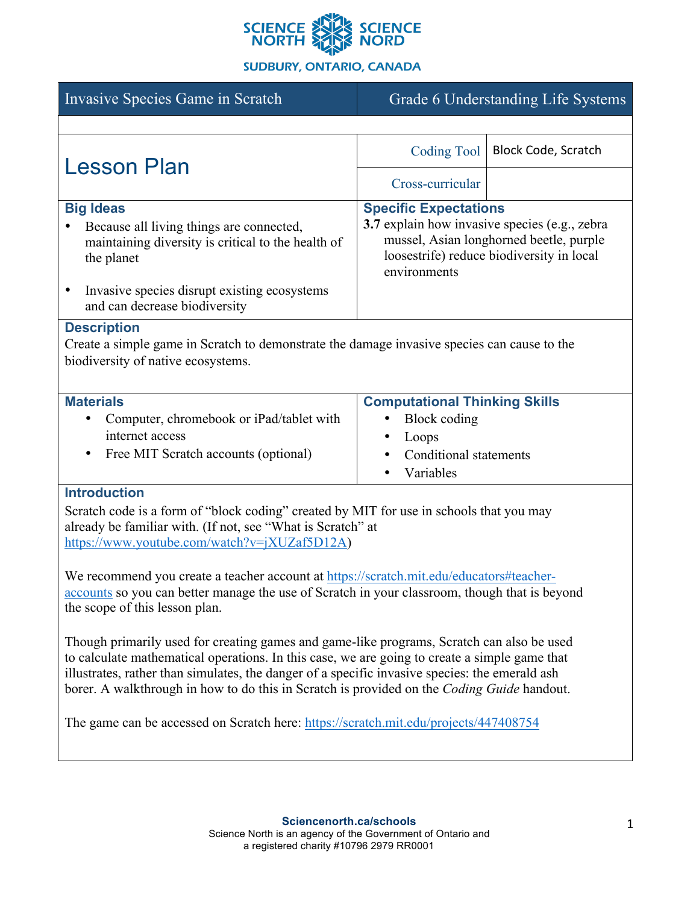SCIENCE NORTH SCIENCE NORD
SUDBURY, ONTARIO, CANADA

| Invasive Species Game in Scratch | Grade 6 Understanding Life Systems |
|---|---|

# Lesson Plan

| | |
|---|---|
| Coding Tool | Block Code, Scratch |
| Cross-curricular | |

## Big Ideas

- Because all living things are connected, maintaining diversity is critical to the health of the planet
- Invasive species disrupt existing ecosystems and can decrease biodiversity

## Specific Expectations

**3.7** explain how invasive species (e.g., zebra mussel, Asian longhorned beetle, purple loosestrife) reduce biodiversity in local environments

## Description

Create a simple game in Scratch to demonstrate the damage invasive species can cause to the biodiversity of native ecosystems.

## Materials

- Computer, chromebook or iPad/tablet with internet access
- Free MIT Scratch accounts (optional)

## Computational Thinking Skills

- Block coding
- Loops
- Conditional statements
- Variables

## Introduction

Scratch code is a form of "block coding" created by MIT for use in schools that you may already be familiar with. (If not, see "What is Scratch" at https://www.youtube.com/watch?v=jXUZaf5D12A)

We recommend you create a teacher account at https://scratch.mit.edu/educators#teacher-accounts so you can better manage the use of Scratch in your classroom, though that is beyond the scope of this lesson plan.

Though primarily used for creating games and game-like programs, Scratch can also be used to calculate mathematical operations. In this case, we are going to create a simple game that illustrates, rather than simulates, the danger of a specific invasive species: the emerald ash borer. A walkthrough in how to do this in Scratch is provided on the *Coding Guide* handout.

The game can be accessed on Scratch here: https://scratch.mit.edu/projects/447408754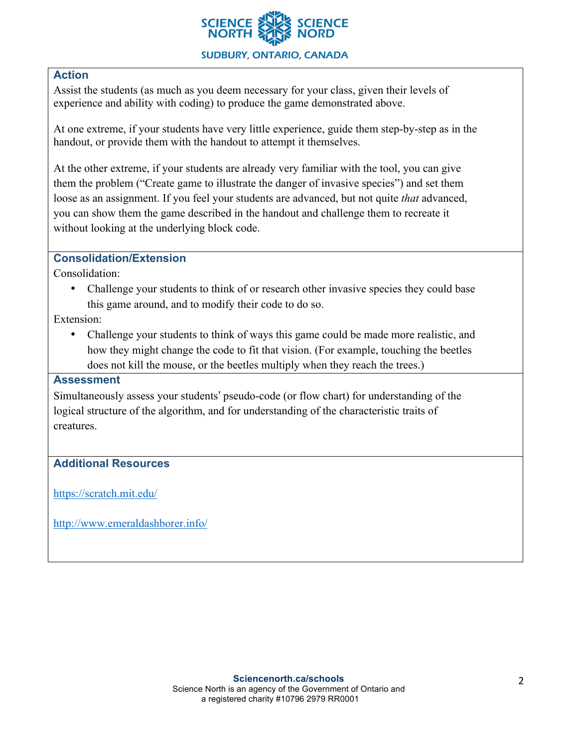## Action

Assist the students (as much as you deem necessary for your class, given their levels of experience and ability with coding) to produce the game demonstrated above.

At one extreme, if your students have very little experience, guide them step-by-step as in the handout, or provide them with the handout to attempt it themselves.

At the other extreme, if your students are already very familiar with the tool, you can give them the problem ("Create game to illustrate the danger of invasive species") and set them loose as an assignment. If you feel your students are advanced, but not quite *that* advanced, you can show them the game described in the handout and challenge them to recreate it without looking at the underlying block code.

## Consolidation/Extension

Consolidation:

- Challenge your students to think of or research other invasive species they could base this game around, and to modify their code to do so.

Extension:

- Challenge your students to think of ways this game could be made more realistic, and how they might change the code to fit that vision. (For example, touching the beetles does not kill the mouse, or the beetles multiply when they reach the trees.)

## Assessment

Simultaneously assess your students' pseudo-code (or flow chart) for understanding of the logical structure of the algorithm, and for understanding of the characteristic traits of creatures.

## Additional Resources

https://scratch.mit.edu/

http://www.emeraldashborer.info/